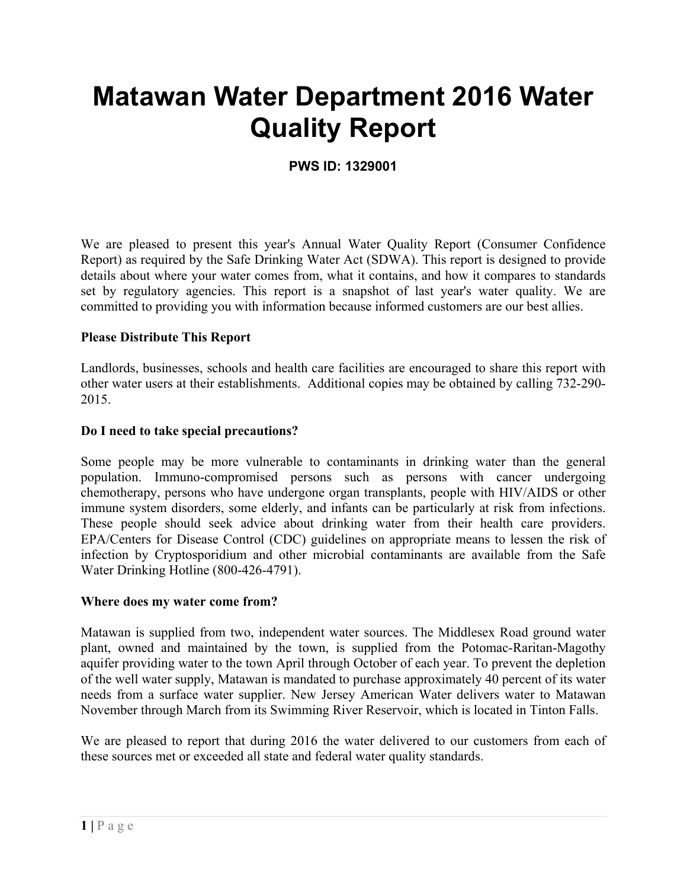# Matawan Water Department 2016 Water Quality Report

**PWS ID: 1329001**

We are pleased to present this year's Annual Water Quality Report (Consumer Confidence Report) as required by the Safe Drinking Water Act (SDWA). This report is designed to provide details about where your water comes from, what it contains, and how it compares to standards set by regulatory agencies. This report is a snapshot of last year's water quality. We are committed to providing you with information because informed customers are our best allies.

**Please Distribute This Report**

Landlords, businesses, schools and health care facilities are encouraged to share this report with other water users at their establishments. Additional copies may be obtained by calling 732-290-2015.

**Do I need to take special precautions?**

Some people may be more vulnerable to contaminants in drinking water than the general population. Immuno-compromised persons such as persons with cancer undergoing chemotherapy, persons who have undergone organ transplants, people with HIV/AIDS or other immune system disorders, some elderly, and infants can be particularly at risk from infections. These people should seek advice about drinking water from their health care providers. EPA/Centers for Disease Control (CDC) guidelines on appropriate means to lessen the risk of infection by Cryptosporidium and other microbial contaminants are available from the Safe Water Drinking Hotline (800-426-4791).

**Where does my water come from?**

Matawan is supplied from two, independent water sources. The Middlesex Road ground water plant, owned and maintained by the town, is supplied from the Potomac-Raritan-Magothy aquifer providing water to the town April through October of each year. To prevent the depletion of the well water supply, Matawan is mandated to purchase approximately 40 percent of its water needs from a surface water supplier. New Jersey American Water delivers water to Matawan November through March from its Swimming River Reservoir, which is located in Tinton Falls.

We are pleased to report that during 2016 the water delivered to our customers from each of these sources met or exceeded all state and federal water quality standards.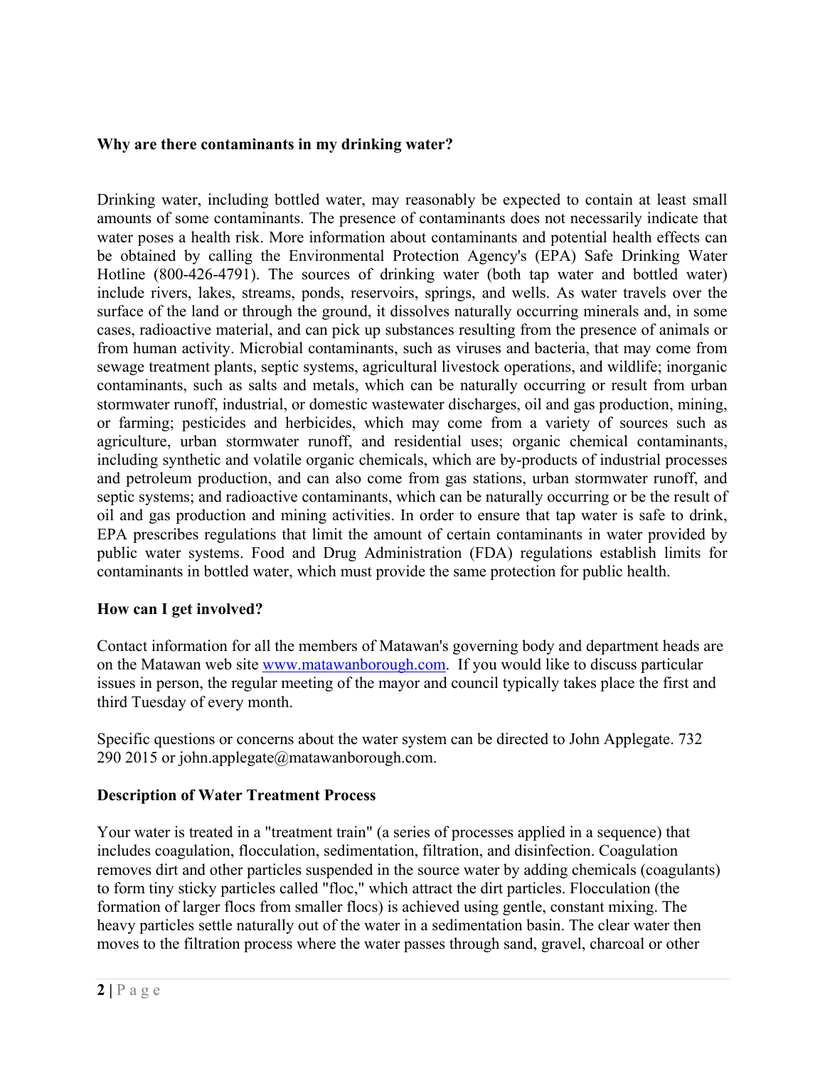**Why are there contaminants in my drinking water?**

Drinking water, including bottled water, may reasonably be expected to contain at least small amounts of some contaminants. The presence of contaminants does not necessarily indicate that water poses a health risk. More information about contaminants and potential health effects can be obtained by calling the Environmental Protection Agency's (EPA) Safe Drinking Water Hotline (800-426-4791). The sources of drinking water (both tap water and bottled water) include rivers, lakes, streams, ponds, reservoirs, springs, and wells. As water travels over the surface of the land or through the ground, it dissolves naturally occurring minerals and, in some cases, radioactive material, and can pick up substances resulting from the presence of animals or from human activity. Microbial contaminants, such as viruses and bacteria, that may come from sewage treatment plants, septic systems, agricultural livestock operations, and wildlife; inorganic contaminants, such as salts and metals, which can be naturally occurring or result from urban stormwater runoff, industrial, or domestic wastewater discharges, oil and gas production, mining, or farming; pesticides and herbicides, which may come from a variety of sources such as agriculture, urban stormwater runoff, and residential uses; organic chemical contaminants, including synthetic and volatile organic chemicals, which are by-products of industrial processes and petroleum production, and can also come from gas stations, urban stormwater runoff, and septic systems; and radioactive contaminants, which can be naturally occurring or be the result of oil and gas production and mining activities. In order to ensure that tap water is safe to drink, EPA prescribes regulations that limit the amount of certain contaminants in water provided by public water systems. Food and Drug Administration (FDA) regulations establish limits for contaminants in bottled water, which must provide the same protection for public health.

**How can I get involved?**

Contact information for all the members of Matawan's governing body and department heads are on the Matawan web site [www.matawanborough.com](http://www.matawanborough.com). If you would like to discuss particular issues in person, the regular meeting of the mayor and council typically takes place the first and third Tuesday of every month.

Specific questions or concerns about the water system can be directed to John Applegate. 732 290 2015 or john.applegate@matawanborough.com.

**Description of Water Treatment Process**

Your water is treated in a "treatment train" (a series of processes applied in a sequence) that includes coagulation, flocculation, sedimentation, filtration, and disinfection. Coagulation removes dirt and other particles suspended in the source water by adding chemicals (coagulants) to form tiny sticky particles called "floc," which attract the dirt particles. Flocculation (the formation of larger flocs from smaller flocs) is achieved using gentle, constant mixing. The heavy particles settle naturally out of the water in a sedimentation basin. The clear water then moves to the filtration process where the water passes through sand, gravel, charcoal or other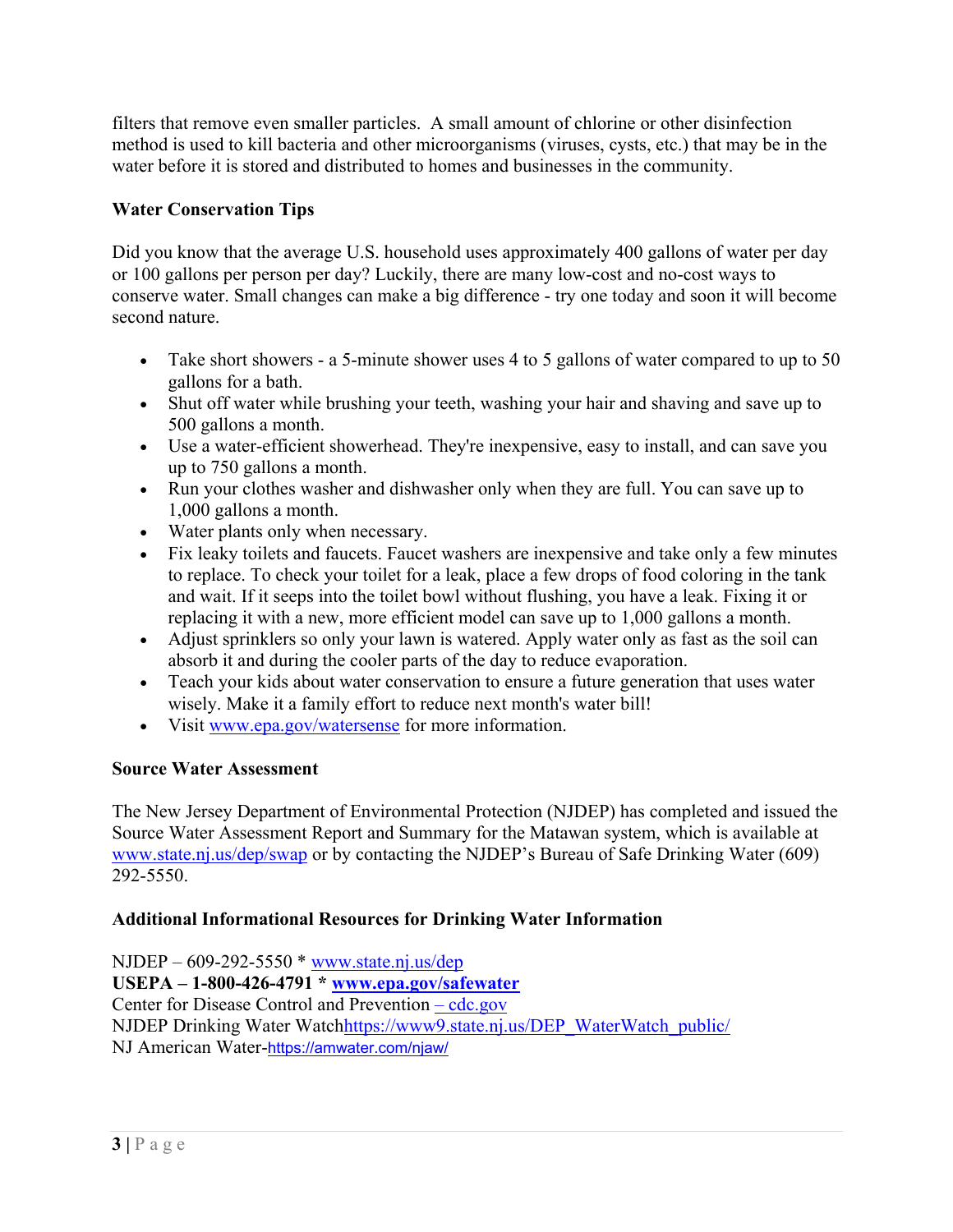filters that remove even smaller particles. A small amount of chlorine or other disinfection method is used to kill bacteria and other microorganisms (viruses, cysts, etc.) that may be in the water before it is stored and distributed to homes and businesses in the community.

**Water Conservation Tips**

Did you know that the average U.S. household uses approximately 400 gallons of water per day or 100 gallons per person per day? Luckily, there are many low-cost and no-cost ways to conserve water. Small changes can make a big difference - try one today and soon it will become second nature.

- Take short showers - a 5-minute shower uses 4 to 5 gallons of water compared to up to 50 gallons for a bath.
- Shut off water while brushing your teeth, washing your hair and shaving and save up to 500 gallons a month.
- Use a water-efficient showerhead. They're inexpensive, easy to install, and can save you up to 750 gallons a month.
- Run your clothes washer and dishwasher only when they are full. You can save up to 1,000 gallons a month.
- Water plants only when necessary.
- Fix leaky toilets and faucets. Faucet washers are inexpensive and take only a few minutes to replace. To check your toilet for a leak, place a few drops of food coloring in the tank and wait. If it seeps into the toilet bowl without flushing, you have a leak. Fixing it or replacing it with a new, more efficient model can save up to 1,000 gallons a month.
- Adjust sprinklers so only your lawn is watered. Apply water only as fast as the soil can absorb it and during the cooler parts of the day to reduce evaporation.
- Teach your kids about water conservation to ensure a future generation that uses water wisely. Make it a family effort to reduce next month's water bill!
- Visit www.epa.gov/watersense for more information.

**Source Water Assessment**

The New Jersey Department of Environmental Protection (NJDEP) has completed and issued the Source Water Assessment Report and Summary for the Matawan system, which is available at www.state.nj.us/dep/swap or by contacting the NJDEP's Bureau of Safe Drinking Water (609) 292-5550.

**Additional Informational Resources for Drinking Water Information**

NJDEP – 609-292-5550 * www.state.nj.us/dep
**USEPA – 1-800-426-4791 * www.epa.gov/safewater**
Center for Disease Control and Prevention – cdc.gov
NJDEP Drinking Water Watchhttps://www9.state.nj.us/DEP_WaterWatch_public/
NJ American Water-https://amwater.com/njaw/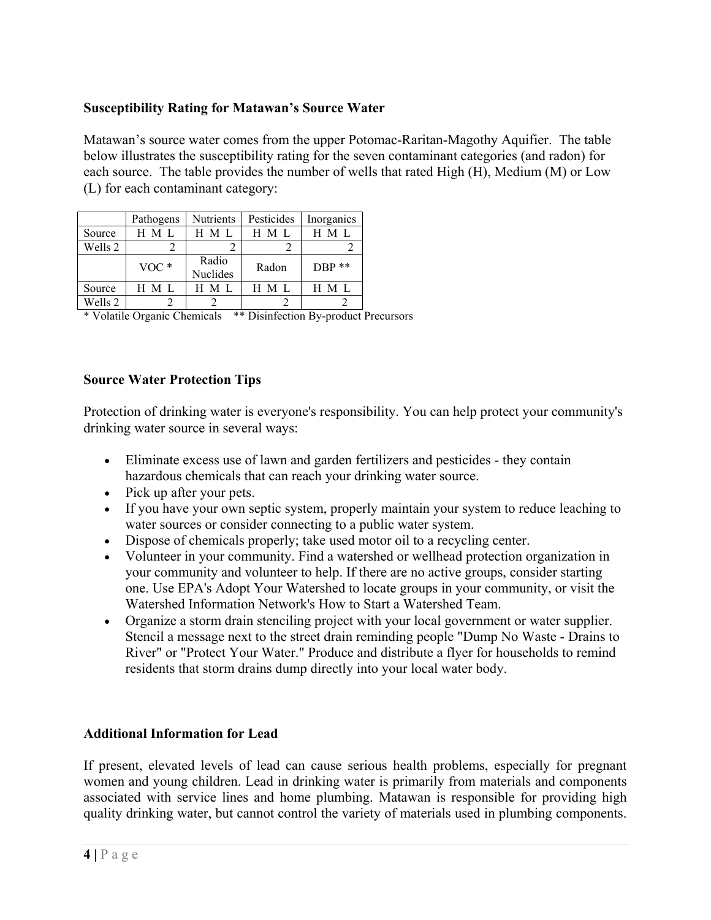**Susceptibility Rating for Matawan's Source Water**

Matawan's source water comes from the upper Potomac-Raritan-Magothy Aquifier. The table below illustrates the susceptibility rating for the seven contaminant categories (and radon) for each source. The table provides the number of wells that rated High (H), Medium (M) or Low (L) for each contaminant category:

| | Pathogens | | | Nutrients | | | Pesticides | | | Inorganics | | |
|---|---|---|---|---|---|---|---|---|---|---|---|---|
| Source | H | M | L | H | M | L | H | M | L | H | M | L |
| Wells 2 | | | 2 | | | 2 | | | 2 | | | 2 |
| | VOC * | | | Radio Nuclides | | | Radon | | | DBP ** | | |
| Source | H | M | L | H | M | L | H | M | L | H | M | L |
| Wells 2 | | | 2 | | 2 | | | | 2 | | | 2 |

\* Volatile Organic Chemicals ** Disinfection By-product Precursors

**Source Water Protection Tips**

Protection of drinking water is everyone's responsibility. You can help protect your community's drinking water source in several ways:

- Eliminate excess use of lawn and garden fertilizers and pesticides - they contain hazardous chemicals that can reach your drinking water source.
- Pick up after your pets.
- If you have your own septic system, properly maintain your system to reduce leaching to water sources or consider connecting to a public water system.
- Dispose of chemicals properly; take used motor oil to a recycling center.
- Volunteer in your community. Find a watershed or wellhead protection organization in your community and volunteer to help. If there are no active groups, consider starting one. Use EPA's Adopt Your Watershed to locate groups in your community, or visit the Watershed Information Network's How to Start a Watershed Team.
- Organize a storm drain stenciling project with your local government or water supplier. Stencil a message next to the street drain reminding people "Dump No Waste - Drains to River" or "Protect Your Water." Produce and distribute a flyer for households to remind residents that storm drains dump directly into your local water body.

**Additional Information for Lead**

If present, elevated levels of lead can cause serious health problems, especially for pregnant women and young children. Lead in drinking water is primarily from materials and components associated with service lines and home plumbing. Matawan is responsible for providing high quality drinking water, but cannot control the variety of materials used in plumbing components.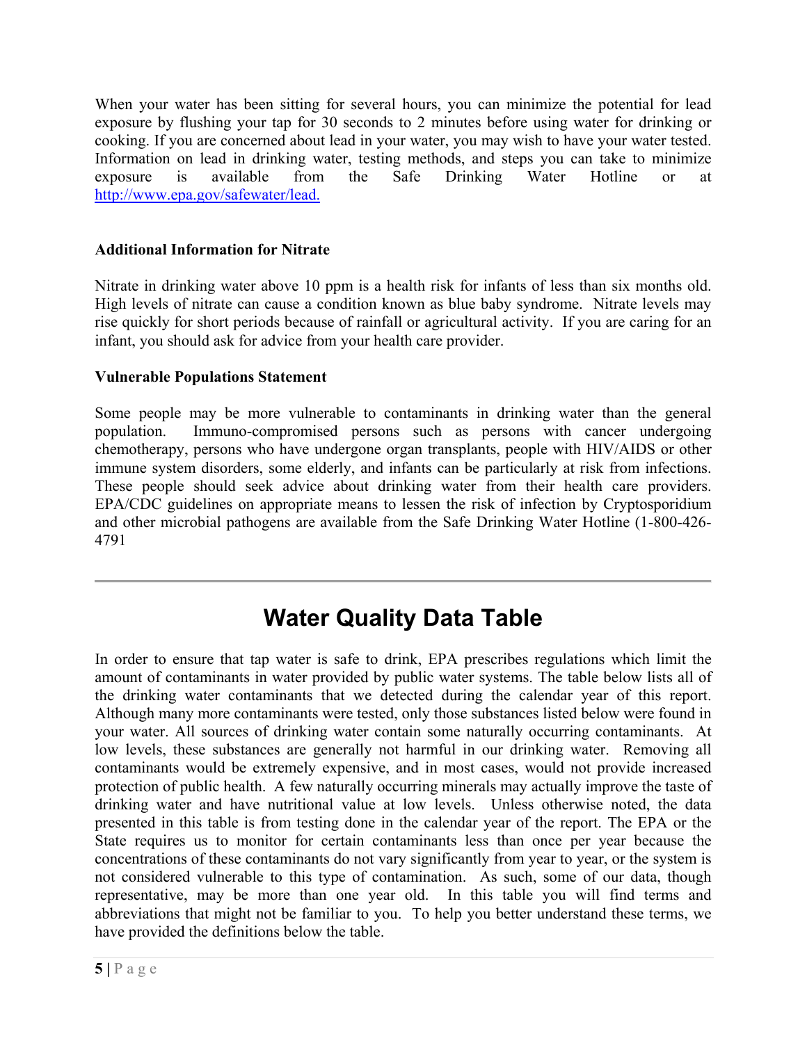When your water has been sitting for several hours, you can minimize the potential for lead exposure by flushing your tap for 30 seconds to 2 minutes before using water for drinking or cooking. If you are concerned about lead in your water, you may wish to have your water tested. Information on lead in drinking water, testing methods, and steps you can take to minimize exposure is available from the Safe Drinking Water Hotline or at [http://www.epa.gov/safewater/lead.](http://www.epa.gov/safewater/lead)

**Additional Information for Nitrate**

Nitrate in drinking water above 10 ppm is a health risk for infants of less than six months old. High levels of nitrate can cause a condition known as blue baby syndrome. Nitrate levels may rise quickly for short periods because of rainfall or agricultural activity. If you are caring for an infant, you should ask for advice from your health care provider.

**Vulnerable Populations Statement**

Some people may be more vulnerable to contaminants in drinking water than the general population. Immuno-compromised persons such as persons with cancer undergoing chemotherapy, persons who have undergone organ transplants, people with HIV/AIDS or other immune system disorders, some elderly, and infants can be particularly at risk from infections. These people should seek advice about drinking water from their health care providers. EPA/CDC guidelines on appropriate means to lessen the risk of infection by Cryptosporidium and other microbial pathogens are available from the Safe Drinking Water Hotline (1-800-426-4791

---

# Water Quality Data Table

In order to ensure that tap water is safe to drink, EPA prescribes regulations which limit the amount of contaminants in water provided by public water systems. The table below lists all of the drinking water contaminants that we detected during the calendar year of this report. Although many more contaminants were tested, only those substances listed below were found in your water. All sources of drinking water contain some naturally occurring contaminants. At low levels, these substances are generally not harmful in our drinking water. Removing all contaminants would be extremely expensive, and in most cases, would not provide increased protection of public health. A few naturally occurring minerals may actually improve the taste of drinking water and have nutritional value at low levels. Unless otherwise noted, the data presented in this table is from testing done in the calendar year of the report. The EPA or the State requires us to monitor for certain contaminants less than once per year because the concentrations of these contaminants do not vary significantly from year to year, or the system is not considered vulnerable to this type of contamination. As such, some of our data, though representative, may be more than one year old. In this table you will find terms and abbreviations that might not be familiar to you. To help you better understand these terms, we have provided the definitions below the table.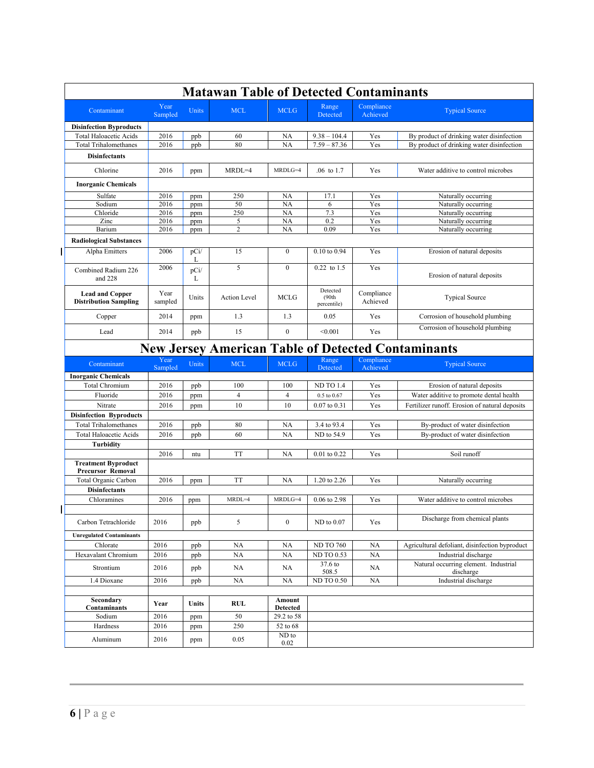# Matawan Table of Detected Contaminants

| Contaminant | Year Sampled | Units | MCL | MCLG | Range Detected | Compliance Achieved | Typical Source |
|---|---|---|---|---|---|---|---|
| **Disinfection Byproducts** | | | | | | | |
| Total Haloacetic Acids | 2016 | ppb | 60 | NA | 9.38 – 104.4 | Yes | By product of drinking water disinfection |
| Total Trihalomethanes | 2016 | ppb | 80 | NA | 7.59 – 87.36 | Yes | By product of drinking water disinfection |
| **Disinfectants** | | | | | | | |
| Chlorine | 2016 | ppm | MRDL=4 | MRDLG=4 | .06 to 1.7 | Yes | Water additive to control microbes |
| **Inorganic Chemicals** | | | | | | | |
| Sulfate | 2016 | ppm | 250 | NA | 17.1 | Yes | Naturally occurring |
| Sodium | 2016 | ppm | 50 | NA | 6 | Yes | Naturally occurring |
| Chloride | 2016 | ppm | 250 | NA | 7.3 | Yes | Naturally occurring |
| Zinc | 2016 | ppm | 5 | NA | 0.2 | Yes | Naturally occurring |
| Barium | 2016 | ppm | 2 | NA | 0.09 | Yes | Naturally occurring |
| **Radiological Substances** | | | | | | | |
| Alpha Emitters | 2006 | pCi/L | 15 | 0 | 0.10 to 0.94 | Yes | Erosion of natural deposits |
| Combined Radium 226 and 228 | 2006 | pCi/L | 5 | 0 | 0.22 to 1.5 | Yes | Erosion of natural deposits |
| **Lead and Copper Distribution Sampling** | Year sampled | Units | Action Level | MCLG | Detected (90th percentile) | Compliance Achieved | Typical Source |
| Copper | 2014 | ppm | 1.3 | 1.3 | 0.05 | Yes | Corrosion of household plumbing |
| Lead | 2014 | ppb | 15 | 0 | <0.001 | Yes | Corrosion of household plumbing |

# New Jersey American Table of Detected Contaminants

| Contaminant | Year Sampled | Units | MCL | MCLG | Range Detected | Compliance Achieved | Typical Source |
|---|---|---|---|---|---|---|---|
| **Inorganic Chemicals** | | | | | | | |
| Total Chromium | 2016 | ppb | 100 | 100 | ND TO 1.4 | Yes | Erosion of natural deposits |
| Fluoride | 2016 | ppm | 4 | 4 | 0.5 to 0.67 | Yes | Water additive to promote dental health |
| Nitrate | 2016 | ppm | 10 | 10 | 0.07 to 0.31 | Yes | Fertilizer runoff. Erosion of natural deposits |
| **Disinfection Byproducts** | | | | | | | |
| Total Trihalomethanes | 2016 | ppb | 80 | NA | 3.4 to 93.4 | Yes | By-product of water disinfection |
| Total Haloacetic Acids | 2016 | ppb | 60 | NA | ND to 54.9 | Yes | By-product of water disinfection |
| **Turbidity** | | | | | | | |
| | 2016 | ntu | TT | NA | 0.01 to 0.22 | Yes | Soil runoff |
| **Treatment Byproduct Precursor Removal** | | | | | | | |
| Total Organic Carbon | 2016 | ppm | TT | NA | 1.20 to 2.26 | Yes | Naturally occurring |
| **Disinfectants** | | | | | | | |
| Chloramines | 2016 | ppm | MRDL=4 | MRDLG=4 | 0.06 to 2.98 | Yes | Water additive to control microbes |
| | | | | | | | |
| Carbon Tetrachloride | 2016 | ppb | 5 | 0 | ND to 0.07 | Yes | Discharge from chemical plants |
| **Unregulated Contaminants** | | | | | | | |
| Chlorate | 2016 | ppb | NA | NA | ND TO 760 | NA | Agricultural defoliant, disinfection byproduct |
| Hexavalent Chromium | 2016 | ppb | NA | NA | ND TO 0.53 | NA | Industrial discharge |
| Strontium | 2016 | ppb | NA | NA | 37.6 to 508.5 | NA | Natural occurring element. Industrial discharge |
| 1.4 Dioxane | 2016 | ppb | NA | NA | ND TO 0.50 | NA | Industrial discharge |
| | | | | | | | |
| **Secondary Contaminants** | **Year** | **Units** | **RUL** | **Amount Detected** | | | |
| Sodium | 2016 | ppm | 50 | 29.2 to 58 | | | |
| Hardness | 2016 | ppm | 250 | 52 to 68 | | | |
| Aluminum | 2016 | ppm | 0.05 | ND to 0.02 | | | |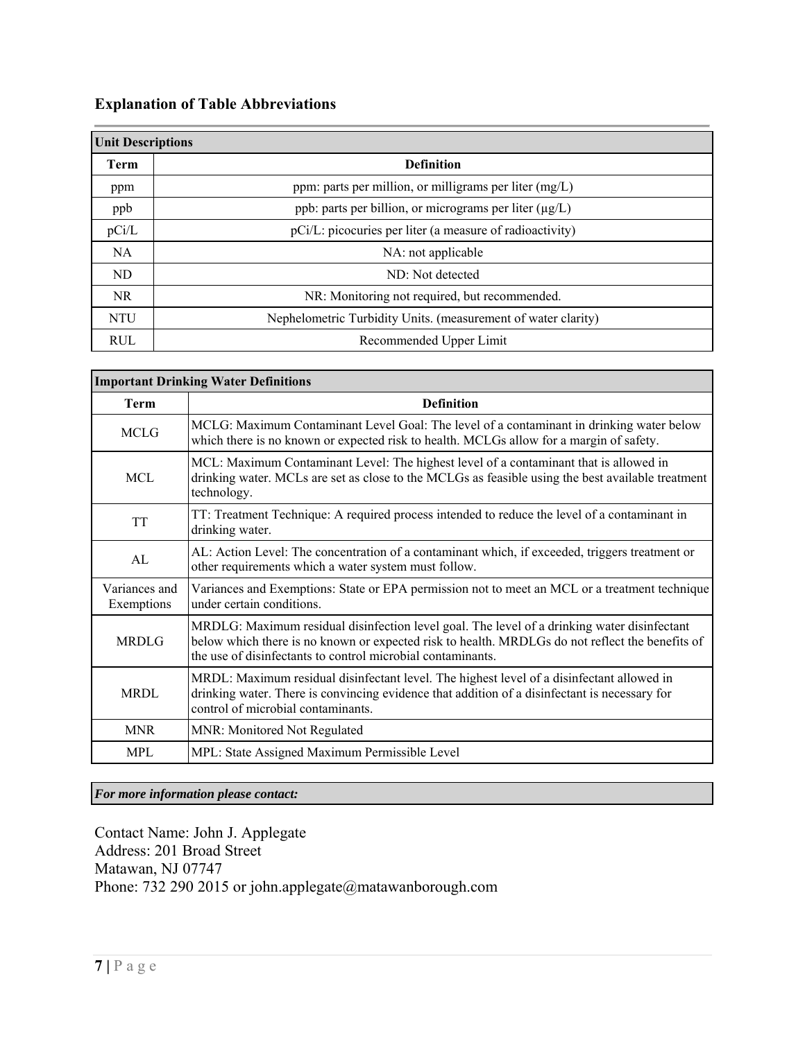## Explanation of Table Abbreviations

| Unit Descriptions | |
|---|---|
| **Term** | **Definition** |
| ppm | ppm: parts per million, or milligrams per liter (mg/L) |
| ppb | ppb: parts per billion, or micrograms per liter (μg/L) |
| pCi/L | pCi/L: picocuries per liter (a measure of radioactivity) |
| NA | NA: not applicable |
| ND | ND: Not detected |
| NR | NR: Monitoring not required, but recommended. |
| NTU | Nephelometric Turbidity Units. (measurement of water clarity) |
| RUL | Recommended Upper Limit |

| Important Drinking Water Definitions | |
|---|---|
| **Term** | **Definition** |
| MCLG | MCLG: Maximum Contaminant Level Goal: The level of a contaminant in drinking water below which there is no known or expected risk to health. MCLGs allow for a margin of safety. |
| MCL | MCL: Maximum Contaminant Level: The highest level of a contaminant that is allowed in drinking water. MCLs are set as close to the MCLGs as feasible using the best available treatment technology. |
| TT | TT: Treatment Technique: A required process intended to reduce the level of a contaminant in drinking water. |
| AL | AL: Action Level: The concentration of a contaminant which, if exceeded, triggers treatment or other requirements which a water system must follow. |
| Variances and Exemptions | Variances and Exemptions: State or EPA permission not to meet an MCL or a treatment technique under certain conditions. |
| MRDLG | MRDLG: Maximum residual disinfection level goal. The level of a drinking water disinfectant below which there is no known or expected risk to health. MRDLGs do not reflect the benefits of the use of disinfectants to control microbial contaminants. |
| MRDL | MRDL: Maximum residual disinfectant level. The highest level of a disinfectant allowed in drinking water. There is convincing evidence that addition of a disinfectant is necessary for control of microbial contaminants. |
| MNR | MNR: Monitored Not Regulated |
| MPL | MPL: State Assigned Maximum Permissible Level |

***For more information please contact:***

Contact Name: John J. Applegate
Address: 201 Broad Street
Matawan, NJ 07747
Phone: 732 290 2015 or john.applegate@matawanborough.com